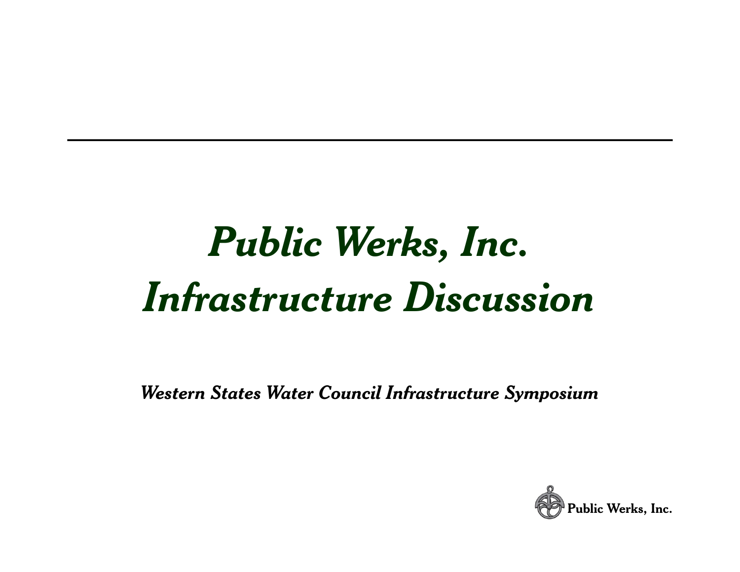# *Public Werks, Inc.*
# *Infrastructure Discussion*

***Western States Water Council Infrastructure Symposium***

**Public Werks, Inc.**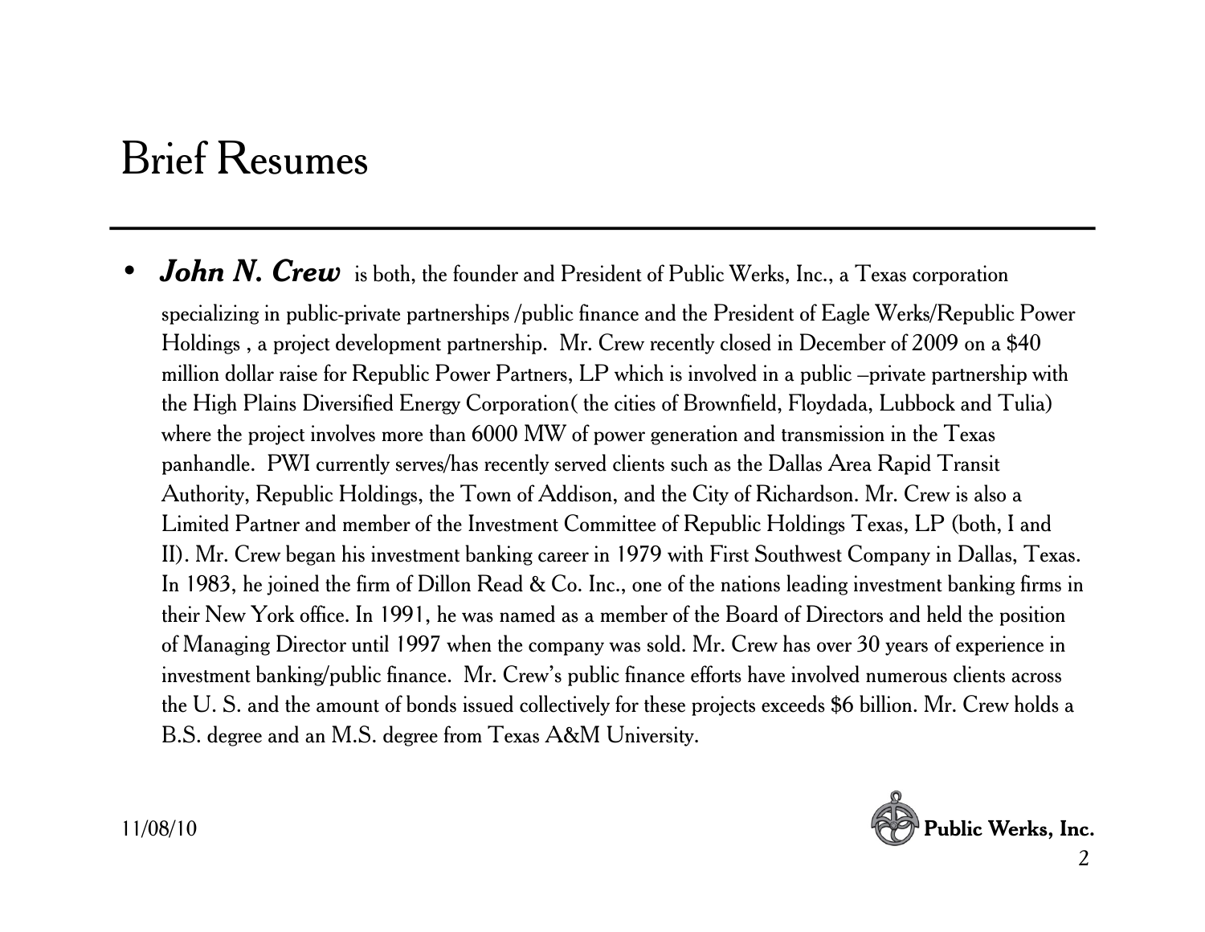# Brief Resumes

- ***John N. Crew*** is both, the founder and President of Public Werks, Inc., a Texas corporation specializing in public-private partnerships /public finance and the President of Eagle Werks/Republic Power Holdings , a project development partnership. Mr. Crew recently closed in December of 2009 on a $40 million dollar raise for Republic Power Partners, LP which is involved in a public –private partnership with the High Plains Diversified Energy Corporation( the cities of Brownfield, Floydada, Lubbock and Tulia) where the project involves more than 6000 MW of power generation and transmission in the Texas panhandle. PWI currently serves/has recently served clients such as the Dallas Area Rapid Transit Authority, Republic Holdings, the Town of Addison, and the City of Richardson. Mr. Crew is also a Limited Partner and member of the Investment Committee of Republic Holdings Texas, LP (both, I and II). Mr. Crew began his investment banking career in 1979 with First Southwest Company in Dallas, Texas. In 1983, he joined the firm of Dillon Read & Co. Inc., one of the nations leading investment banking firms in their New York office. In 1991, he was named as a member of the Board of Directors and held the position of Managing Director until 1997 when the company was sold. Mr. Crew has over 30 years of experience in investment banking/public finance. Mr. Crew's public finance efforts have involved numerous clients across the U. S. and the amount of bonds issued collectively for these projects exceeds $6 billion. Mr. Crew holds a B.S. degree and an M.S. degree from Texas A&M University.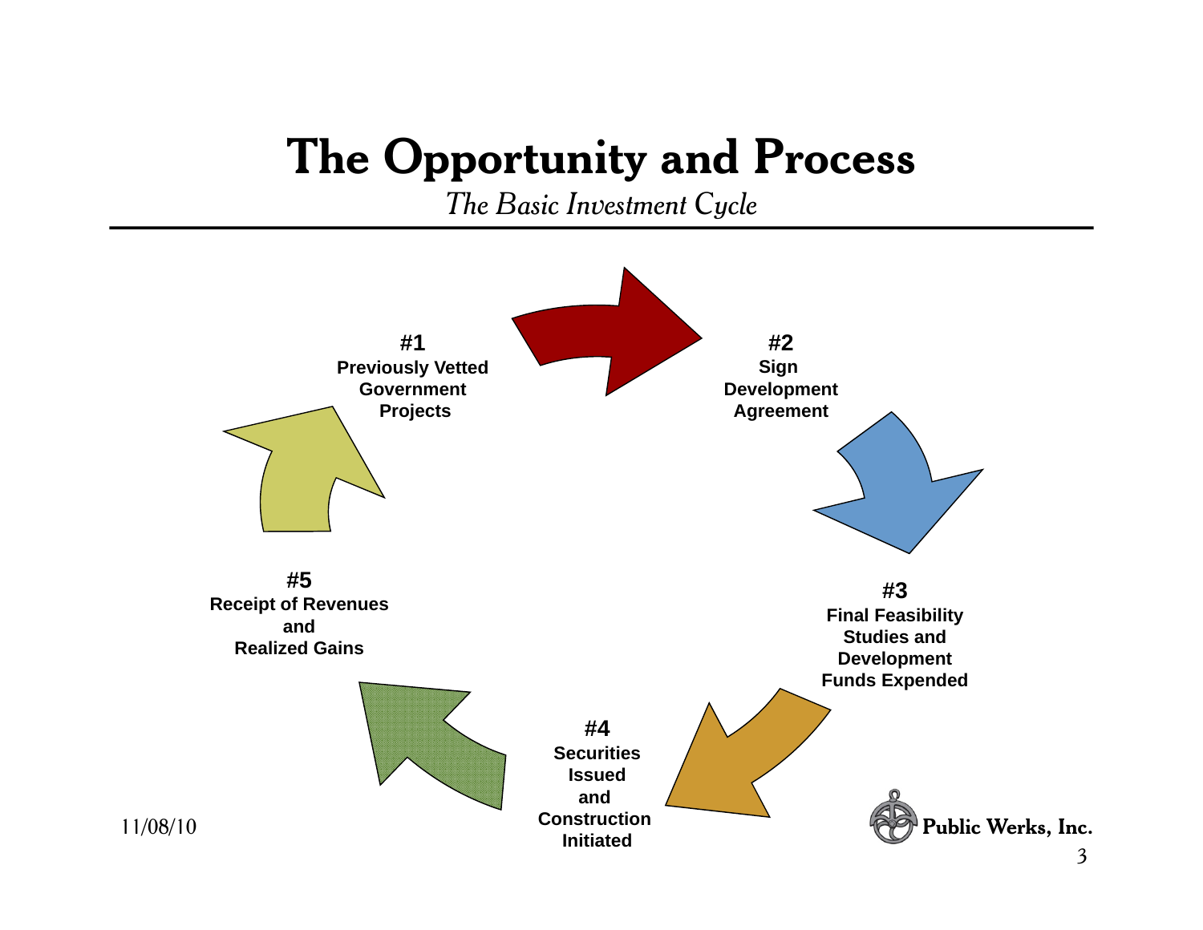# The Opportunity and Process

*The Basic Investment Cycle*

**#1**
**Previously Vetted Government Projects**

**#2**
**Sign Development Agreement**

**#3**
**Final Feasibility Studies and Development Funds Expended**

**#4**
**Securities Issued and Construction Initiated**

**#5**
**Receipt of Revenues and Realized Gains**

11/08/10

Public Werks, Inc.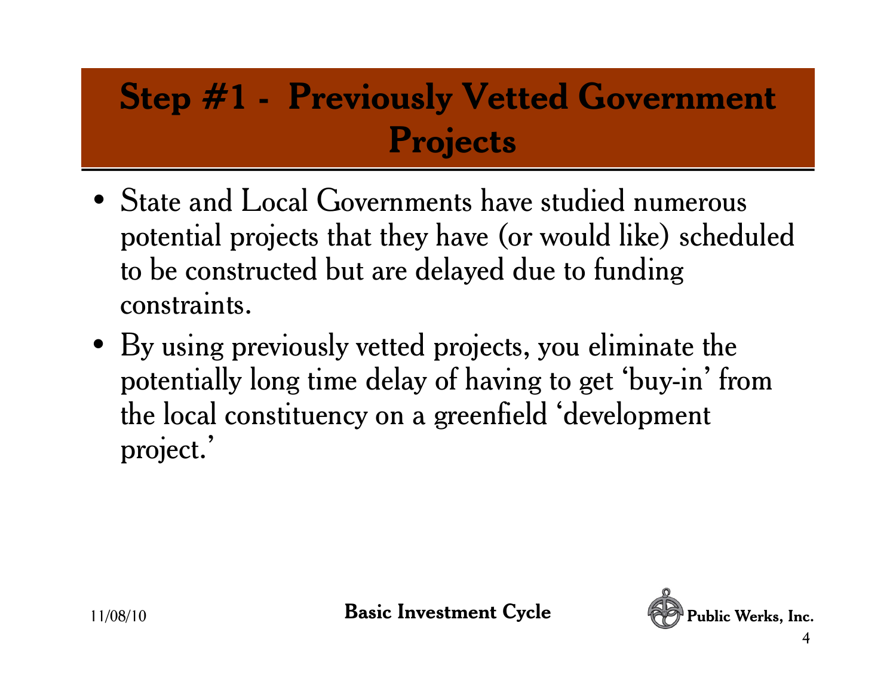# Step #1 - Previously Vetted Government Projects

- State and Local Governments have studied numerous potential projects that they have (or would like) scheduled to be constructed but are delayed due to funding constraints.
- By using previously vetted projects, you eliminate the potentially long time delay of having to get 'buy-in' from the local constituency on a greenfield 'development project.'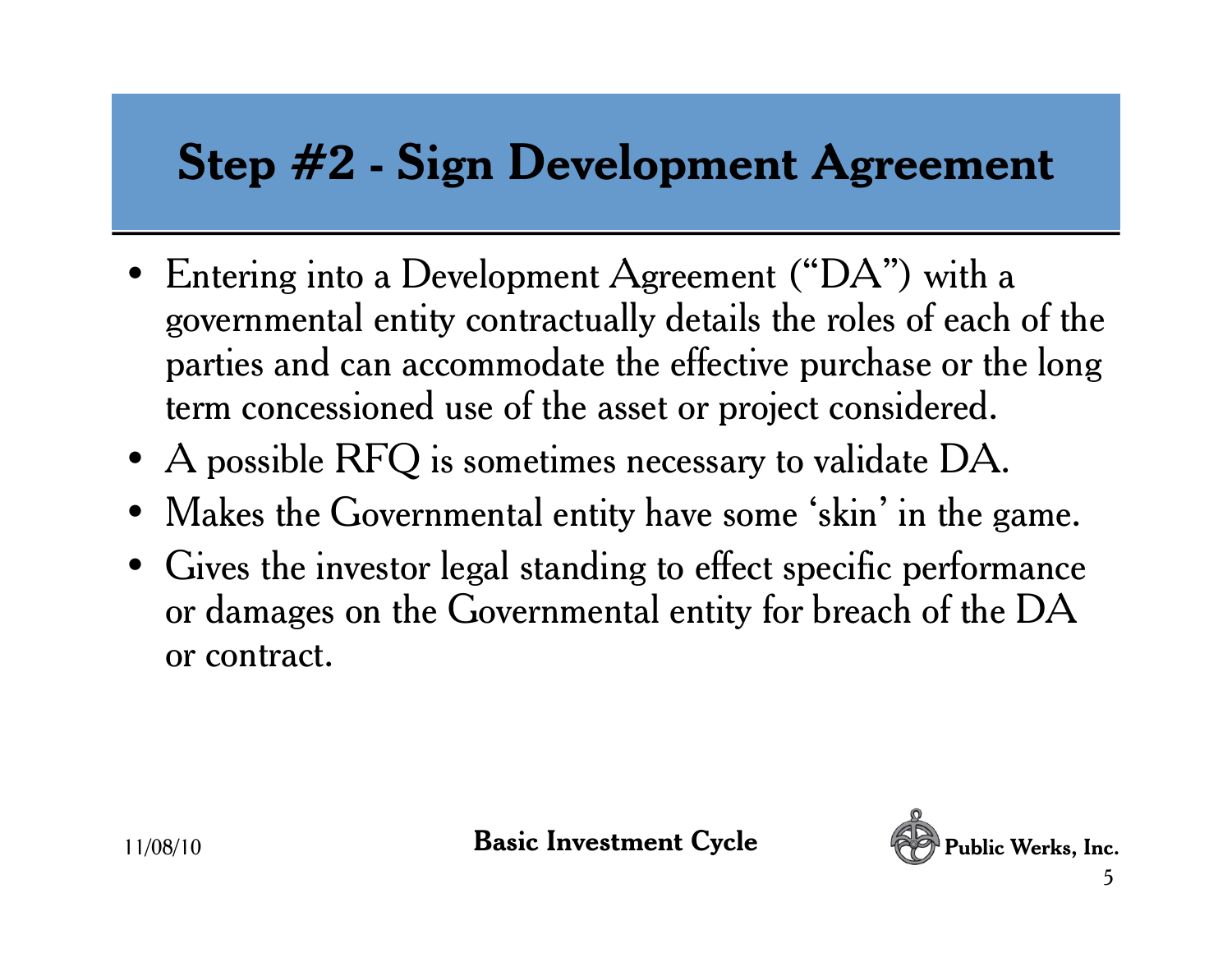# Step #2 - Sign Development Agreement

- Entering into a Development Agreement ("DA") with a governmental entity contractually details the roles of each of the parties and can accommodate the effective purchase or the long term concessioned use of the asset or project considered.
- A possible RFQ is sometimes necessary to validate DA.
- Makes the Governmental entity have some 'skin' in the game.
- Gives the investor legal standing to effect specific performance or damages on the Governmental entity for breach of the DA or contract.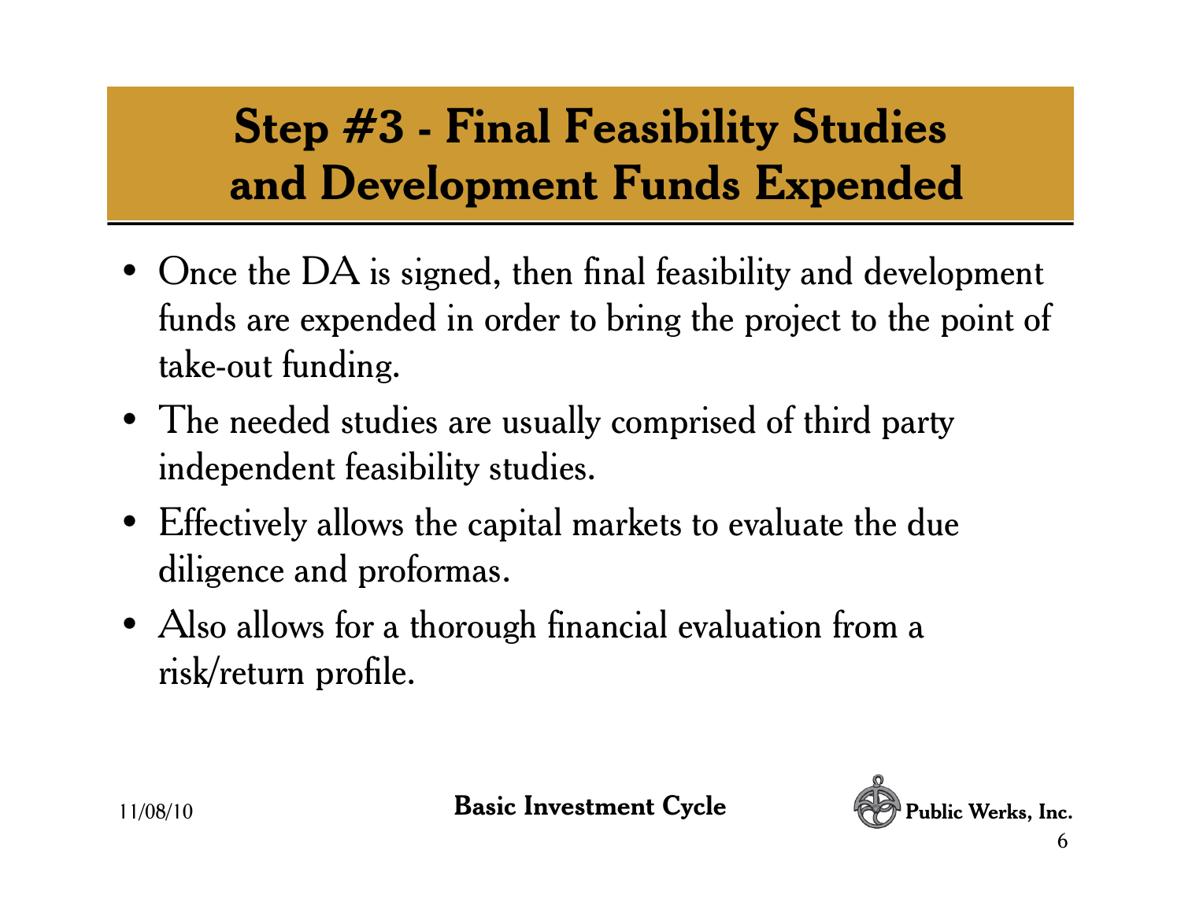# Step #3 - Final Feasibility Studies and Development Funds Expended

- Once the DA is signed, then final feasibility and development funds are expended in order to bring the project to the point of take-out funding.
- The needed studies are usually comprised of third party independent feasibility studies.
- Effectively allows the capital markets to evaluate the due diligence and proformas.
- Also allows for a thorough financial evaluation from a risk/return profile.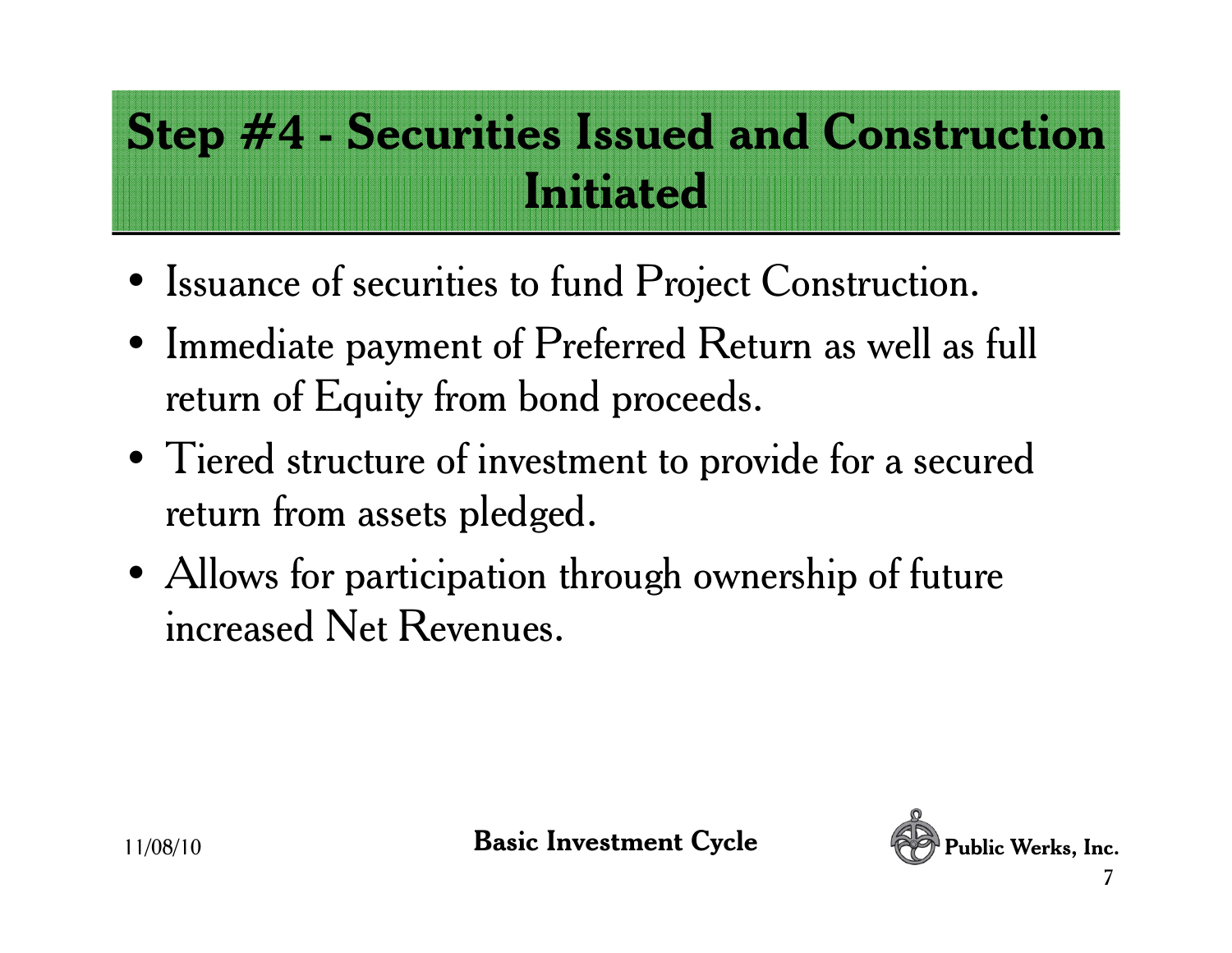# Step #4 - Securities Issued and Construction Initiated

- Issuance of securities to fund Project Construction.
- Immediate payment of Preferred Return as well as full return of Equity from bond proceeds.
- Tiered structure of investment to provide for a secured return from assets pledged.
- Allows for participation through ownership of future increased Net Revenues.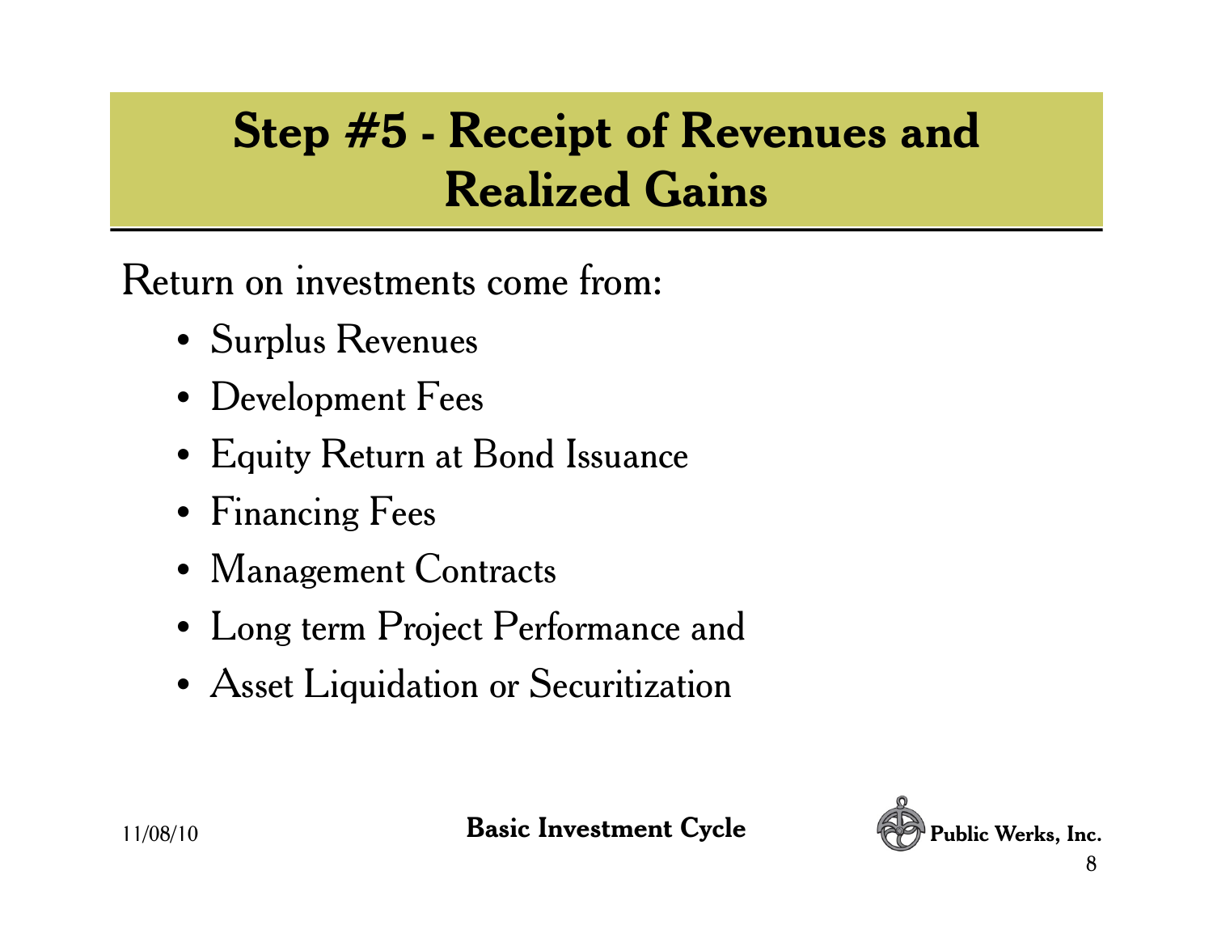# Step #5 - Receipt of Revenues and Realized Gains

Return on investments come from:

- Surplus Revenues
- Development Fees
- Equity Return at Bond Issuance
- Financing Fees
- Management Contracts
- Long term Project Performance and
- Asset Liquidation or Securitization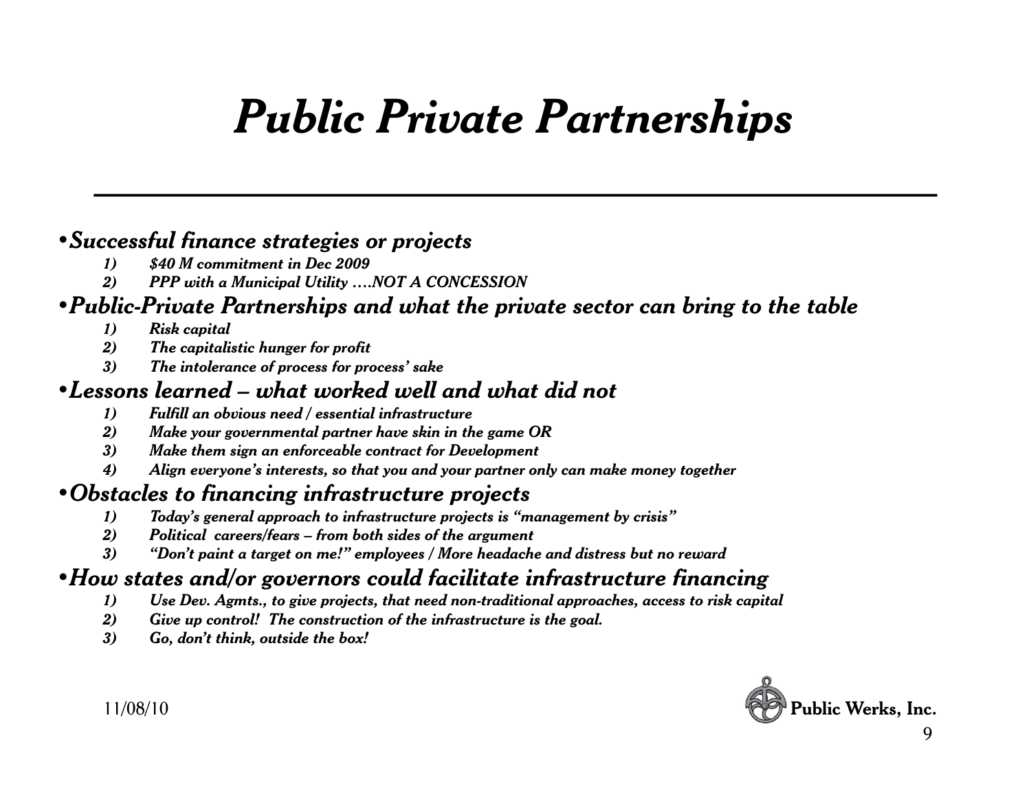# *Public Private Partnerships*

- ***Successful finance strategies or projects***
  1) ***$40 M commitment in Dec 2009***
  2) ***PPP with a Municipal Utility ….NOT A CONCESSION***
- ***Public-Private Partnerships and what the private sector can bring to the table***
  1) ***Risk capital***
  2) ***The capitalistic hunger for profit***
  3) ***The intolerance of process for process' sake***
- ***Lessons learned – what worked well and what did not***
  1) ***Fulfill an obvious need / essential infrastructure***
  2) ***Make your governmental partner have skin in the game OR***
  3) ***Make them sign an enforceable contract for Development***
  4) ***Align everyone's interests, so that you and your partner only can make money together***
- ***Obstacles to financing infrastructure projects***
  1) ***Today's general approach to infrastructure projects is "management by crisis"***
  2) ***Political careers/fears – from both sides of the argument***
  3) ***"Don't paint a target on me!" employees / More headache and distress but no reward***
- ***How states and/or governors could facilitate infrastructure financing***
  1) ***Use Dev. Agmts., to give projects, that need non-traditional approaches, access to risk capital***
  2) ***Give up control! The construction of the infrastructure is the goal.***
  3) ***Go, don't think, outside the box!***

11/08/10

**Public Werks, Inc.**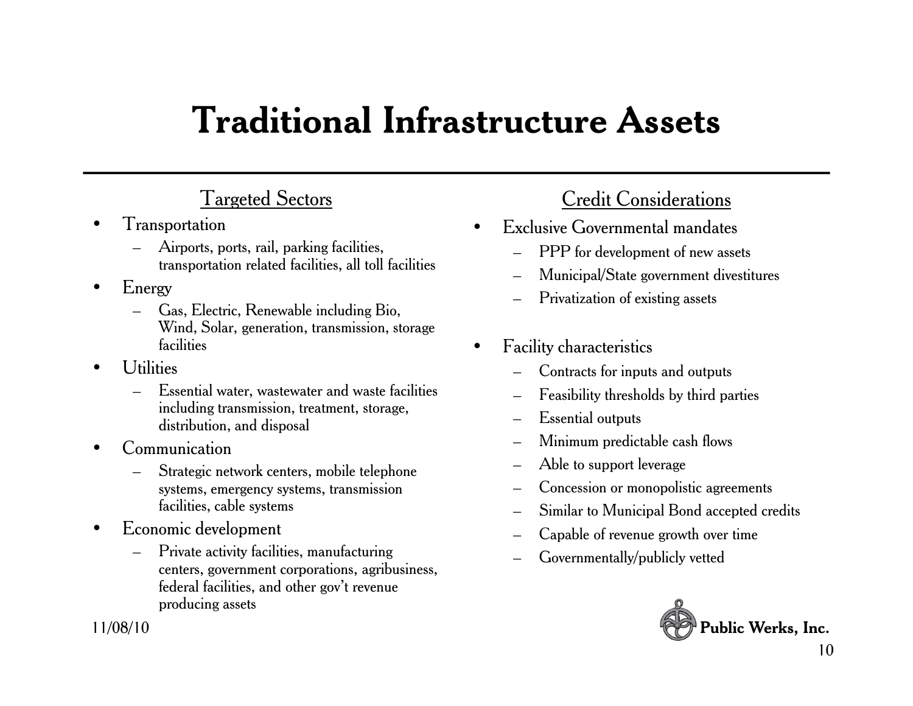# Traditional Infrastructure Assets

## Targeted Sectors

- Transportation
  - Airports, ports, rail, parking facilities, transportation related facilities, all toll facilities
- Energy
  - Gas, Electric, Renewable including Bio, Wind, Solar, generation, transmission, storage facilities
- Utilities
  - Essential water, wastewater and waste facilities including transmission, treatment, storage, distribution, and disposal
- Communication
  - Strategic network centers, mobile telephone systems, emergency systems, transmission facilities, cable systems
- Economic development
  - Private activity facilities, manufacturing centers, government corporations, agribusiness, federal facilities, and other gov't revenue producing assets

## Credit Considerations

- Exclusive Governmental mandates
  - PPP for development of new assets
  - Municipal/State government divestitures
  - Privatization of existing assets
- Facility characteristics
  - Contracts for inputs and outputs
  - Feasibility thresholds by third parties
  - Essential outputs
  - Minimum predictable cash flows
  - Able to support leverage
  - Concession or monopolistic agreements
  - Similar to Municipal Bond accepted credits
  - Capable of revenue growth over time
  - Governmentally/publicly vetted

11/08/10

**Public Werks, Inc.**